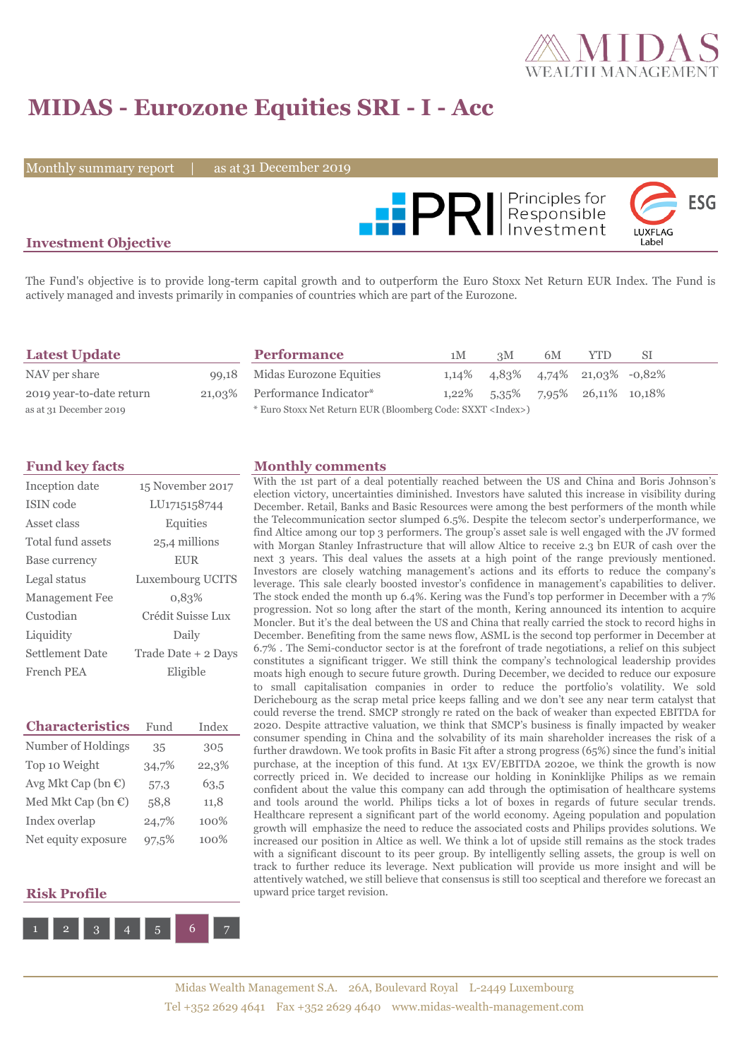# MIDAS - Eurozone Equities SRI - I - Acc

Monthly summary report | as at 31 December 2019

## Investment Objective

The Fund's objective is to provide long-term capital growth and to outperform the Euro Stoxx Net Return EUR Index. The Fund is actively managed and invests primarily in companies of countries which are part of the Eurozone.

## Latest Update

| | |
|---|---|
| NAV per share | 99,18 |
| 2019 year-to-date return | 21,03% |

as at 31 December 2019

## Performance

| | 1M | 3M | 6M | YTD | SI |
|---|---|---|---|---|---|
| Midas Eurozone Equities | 1,14% | 4,83% | 4,74% | 21,03% | -0,82% |
| Performance Indicator* | 1,22% | 5,35% | 7,95% | 26,11% | 10,18% |

* Euro Stoxx Net Return EUR (Bloomberg Code: SXXT <Index>)

## Fund key facts

| | |
|---|---|
| Inception date | 15 November 2017 |
| ISIN code | LU1715158744 |
| Asset class | Equities |
| Total fund assets | 25,4 millions |
| Base currency | EUR |
| Legal status | Luxembourg UCITS |
| Management Fee | 0,83% |
| Custodian | Crédit Suisse Lux |
| Liquidity | Daily |
| Settlement Date | Trade Date + 2 Days |
| French PEA | Eligible |

## Characteristics

| | Fund | Index |
|---|---|---|
| Number of Holdings | 35 | 305 |
| Top 10 Weight | 34,7% | 22,3% |
| Avg Mkt Cap (bn €) | 57,3 | 63,5 |
| Med Mkt Cap (bn €) | 58,8 | 11,8 |
| Index overlap | 24,7% | 100% |
| Net equity exposure | 97,5% | 100% |

## Risk Profile

1 2 3 4 5 **6** 7

## Monthly comments

With the 1st part of a deal potentially reached between the US and China and Boris Johnson's election victory, uncertainties diminished. Investors have saluted this increase in visibility during December. Retail, Banks and Basic Resources were among the best performers of the month while the Telecommunication sector slumped 6.5%. Despite the telecom sector's underperformance, we find Altice among our top 3 performers. The group's asset sale is well engaged with the JV formed with Morgan Stanley Infrastructure that will allow Altice to receive 2.3 bn EUR of cash over the next 3 years. This deal values the assets at a high point of the range previously mentioned. Investors are closely watching management's actions and its efforts to reduce the company's leverage. This sale clearly boosted investor's confidence in management's capabilities to deliver. The stock ended the month up 6.4%. Kering was the Fund's top performer in December with a 7% progression. Not so long after the start of the month, Kering announced its intention to acquire Moncler. But it's the deal between the US and China that really carried the stock to record highs in December. Benefiting from the same news flow, ASML is the second top performer in December at 6.7% . The Semi-conductor sector is at the forefront of trade negotiations, a relief on this subject constitutes a significant trigger. We still think the company's technological leadership provides moats high enough to secure future growth. During December, we decided to reduce our exposure to small capitalisation companies in order to reduce the portfolio's volatility. We sold Derichebourg as the scrap metal price keeps falling and we don't see any near term catalyst that could reverse the trend. SMCP strongly re rated on the back of weaker than expected EBITDA for 2020. Despite attractive valuation, we think that SMCP's business is finally impacted by weaker consumer spending in China and the solvability of its main shareholder increases the risk of a further drawdown. We took profits in Basic Fit after a strong progress (65%) since the fund's initial purchase, at the inception of this fund. At 13x EV/EBITDA 2020e, we think the growth is now correctly priced in. We decided to increase our holding in Koninklijke Philips as we remain confident about the value this company can add through the optimisation of healthcare systems and tools around the world. Philips ticks a lot of boxes in regards of future secular trends. Healthcare represent a significant part of the world economy. Ageing population and population growth will emphasize the need to reduce the associated costs and Philips provides solutions. We increased our position in Altice as well. We think a lot of upside still remains as the stock trades with a significant discount to its peer group. By intelligently selling assets, the group is well on track to further reduce its leverage. Next publication will provide us more insight and will be attentively watched, we still believe that consensus is still too sceptical and therefore we forecast an upward price target revision.

Midas Wealth Management S.A. 26A, Boulevard Royal L-2449 Luxembourg
Tel +352 2629 4641 Fax +352 2629 4640 www.midas-wealth-management.com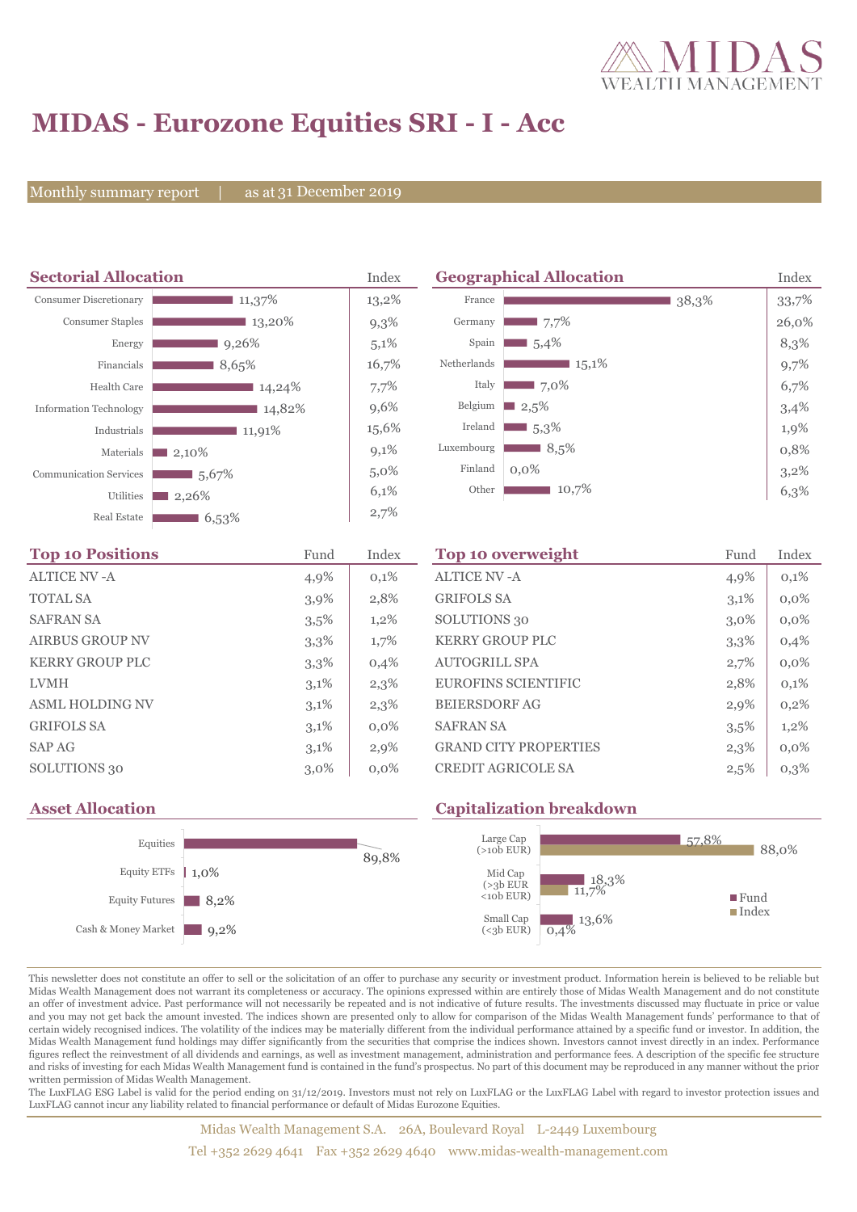# MIDAS - Eurozone Equities SRI - I - Acc

Monthly summary report | as at 31 December 2019

## Sectorial Allocation

Index

Consumer Discretionary 11,37% 13,2%
Consumer Staples 13,20% 9,3%
Energy 9,26% 5,1%
Financials 8,65% 16,7%
Health Care 14,24% 7,7%
Information Technology 14,82% 9,6%
Industrials 11,91% 15,6%
Materials 2,10% 9,1%
Communication Services 5,67% 5,0%
Utilities 2,26% 6,1%
Real Estate 6,53% 2,7%

## Geographical Allocation

Index

France 38,3% 33,7%
Germany 7,7% 26,0%
Spain 5,4% 8,3%
Netherlands 15,1% 9,7%
Italy 7,0% 6,7%
Belgium 2,5% 3,4%
Ireland 5,3% 1,9%
Luxembourg 8,5% 0,8%
Finland 0,0% 3,2%
Other 10,7% 6,3%

## Top 10 Positions

| Top 10 Positions | Fund | Index |
|---|---|---|
| ALTICE NV -A | 4,9% | 0,1% |
| TOTAL SA | 3,9% | 2,8% |
| SAFRAN SA | 3,5% | 1,2% |
| AIRBUS GROUP NV | 3,3% | 1,7% |
| KERRY GROUP PLC | 3,3% | 0,4% |
| LVMH | 3,1% | 2,3% |
| ASML HOLDING NV | 3,1% | 2,3% |
| GRIFOLS SA | 3,1% | 0,0% |
| SAP AG | 3,1% | 2,9% |
| SOLUTIONS 30 | 3,0% | 0,0% |

## Top 10 overweight

| Top 10 overweight | Fund | Index |
|---|---|---|
| ALTICE NV -A | 4,9% | 0,1% |
| GRIFOLS SA | 3,1% | 0,0% |
| SOLUTIONS 30 | 3,0% | 0,0% |
| KERRY GROUP PLC | 3,3% | 0,4% |
| AUTOGRILL SPA | 2,7% | 0,0% |
| EUROFINS SCIENTIFIC | 2,8% | 0,1% |
| BEIERSDORF AG | 2,9% | 0,2% |
| SAFRAN SA | 3,5% | 1,2% |
| GRAND CITY PROPERTIES | 2,3% | 0,0% |
| CREDIT AGRICOLE SA | 2,5% | 0,3% |

## Asset Allocation

Equities 89,8%
Equity ETFs 1,0%
Equity Futures 8,2%
Cash & Money Market 9,2%

## Capitalization breakdown

Large Cap (>10b EUR) 57,8% 88,0%
Mid Cap (>3b EUR <10b EUR) 18,3% 11,7%
Small Cap (<3b EUR) 13,6% 0,4%

Fund
Index

This newsletter does not constitute an offer to sell or the solicitation of an offer to purchase any security or investment product. Information herein is believed to be reliable but Midas Wealth Management does not warrant its completeness or accuracy. The opinions expressed within are entirely those of Midas Wealth Management and do not constitute an offer of investment advice. Past performance will not necessarily be repeated and is not indicative of future results. The investments discussed may fluctuate in price or value and you may not get back the amount invested. The indices shown are presented only to allow for comparison of the Midas Wealth Management funds' performance to that of certain widely recognised indices. The volatility of the indices may be materially different from the individual performance attained by a specific fund or investor. In addition, the Midas Wealth Management fund holdings may differ significantly from the securities that comprise the indices shown. Investors cannot invest directly in an index. Performance figures reflect the reinvestment of all dividends and earnings, as well as investment management, administration and performance fees. A description of the specific fee structure and risks of investing for each Midas Wealth Management fund is contained in the fund's prospectus. No part of this document may be reproduced in any manner without the prior written permission of Midas Wealth Management.

The LuxFLAG ESG Label is valid for the period ending on 31/12/2019. Investors must not rely on LuxFLAG or the LuxFLAG Label with regard to investor protection issues and LuxFLAG cannot incur any liability related to financial performance or default of Midas Eurozone Equities.

Midas Wealth Management S.A. 26A, Boulevard Royal L-2449 Luxembourg
Tel +352 2629 4641 Fax +352 2629 4640 www.midas-wealth-management.com